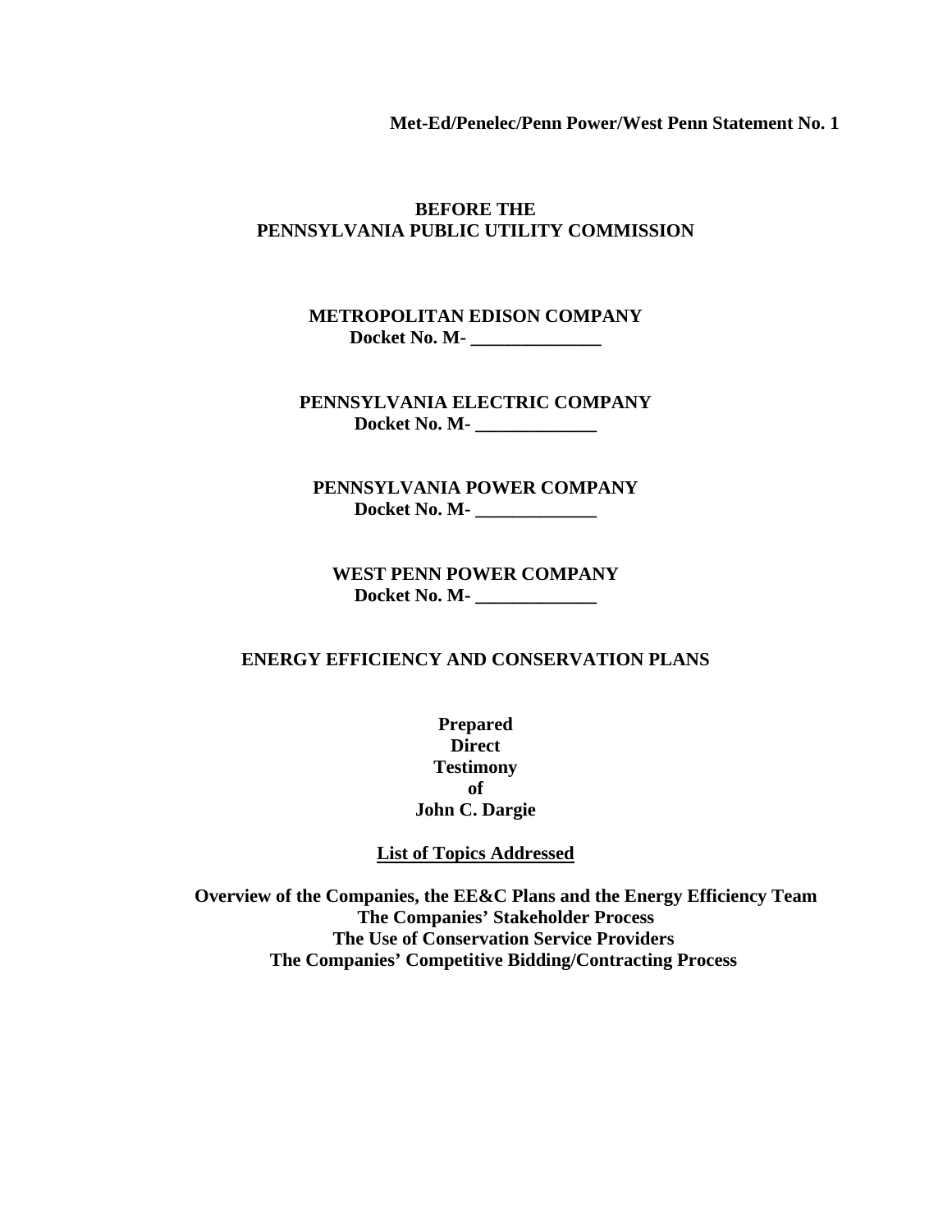**Met-Ed/Penelec/Penn Power/West Penn Statement No. 1**

**BEFORE THE**
**PENNSYLVANIA PUBLIC UTILITY COMMISSION**

**METROPOLITAN EDISON COMPANY**
**Docket No. M- ______________**

**PENNSYLVANIA ELECTRIC COMPANY**
**Docket No. M- _____________**

**PENNSYLVANIA POWER COMPANY**
**Docket No. M- _____________**

**WEST PENN POWER COMPANY**
**Docket No. M- _____________**

**ENERGY EFFICIENCY AND CONSERVATION PLANS**

**Prepared**
**Direct**
**Testimony**
**of**
**John C. Dargie**

**List of Topics Addressed**

**Overview of the Companies, the EE&C Plans and the Energy Efficiency Team**
**The Companies' Stakeholder Process**
**The Use of Conservation Service Providers**
**The Companies' Competitive Bidding/Contracting Process**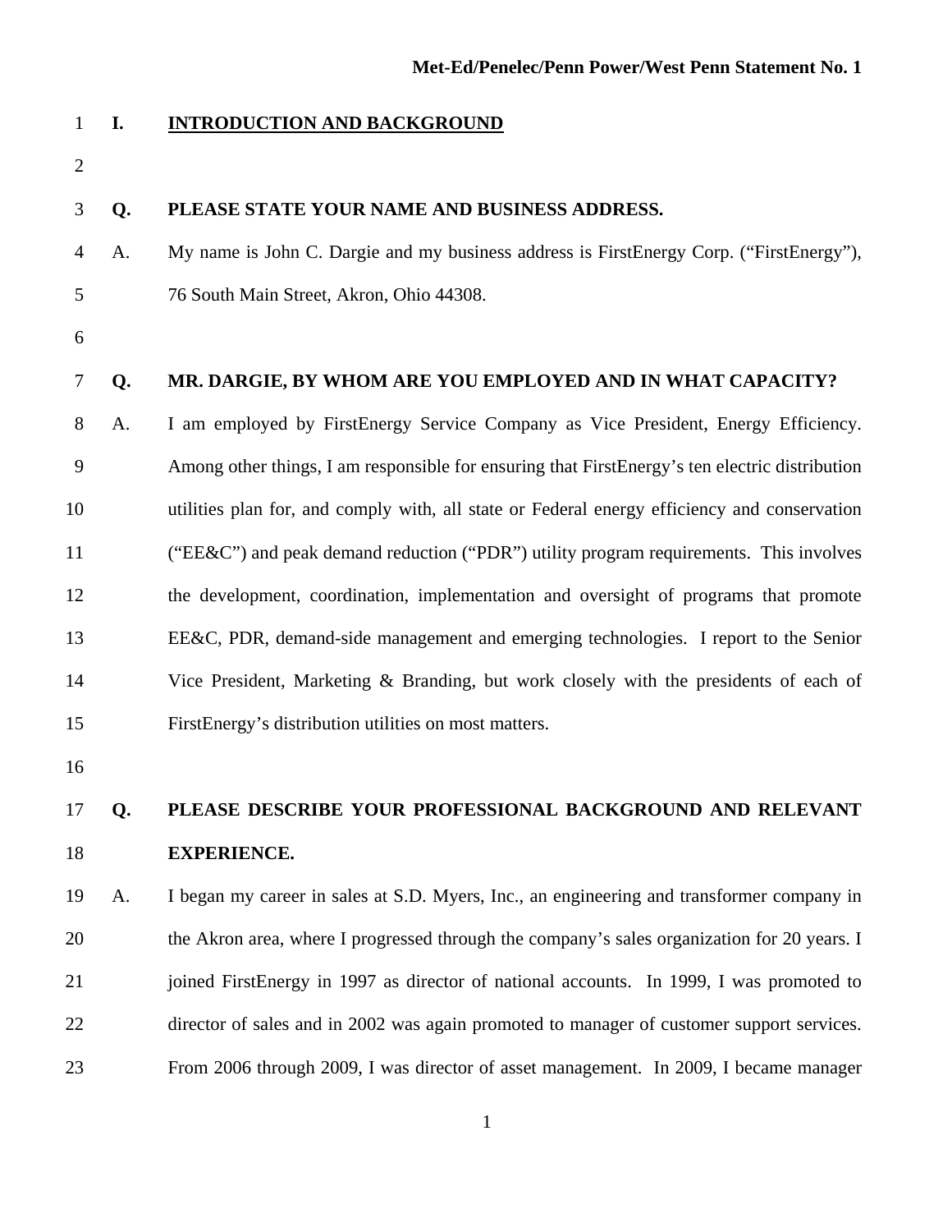## I. INTRODUCTION AND BACKGROUND

**Q. PLEASE STATE YOUR NAME AND BUSINESS ADDRESS.**

A. My name is John C. Dargie and my business address is FirstEnergy Corp. ("FirstEnergy"), 76 South Main Street, Akron, Ohio 44308.

**Q. MR. DARGIE, BY WHOM ARE YOU EMPLOYED AND IN WHAT CAPACITY?**

A. I am employed by FirstEnergy Service Company as Vice President, Energy Efficiency. Among other things, I am responsible for ensuring that FirstEnergy's ten electric distribution utilities plan for, and comply with, all state or Federal energy efficiency and conservation ("EE&C") and peak demand reduction ("PDR") utility program requirements. This involves the development, coordination, implementation and oversight of programs that promote EE&C, PDR, demand-side management and emerging technologies. I report to the Senior Vice President, Marketing & Branding, but work closely with the presidents of each of FirstEnergy's distribution utilities on most matters.

**Q. PLEASE DESCRIBE YOUR PROFESSIONAL BACKGROUND AND RELEVANT EXPERIENCE.**

A. I began my career in sales at S.D. Myers, Inc., an engineering and transformer company in the Akron area, where I progressed through the company's sales organization for 20 years. I joined FirstEnergy in 1997 as director of national accounts. In 1999, I was promoted to director of sales and in 2002 was again promoted to manager of customer support services. From 2006 through 2009, I was director of asset management. In 2009, I became manager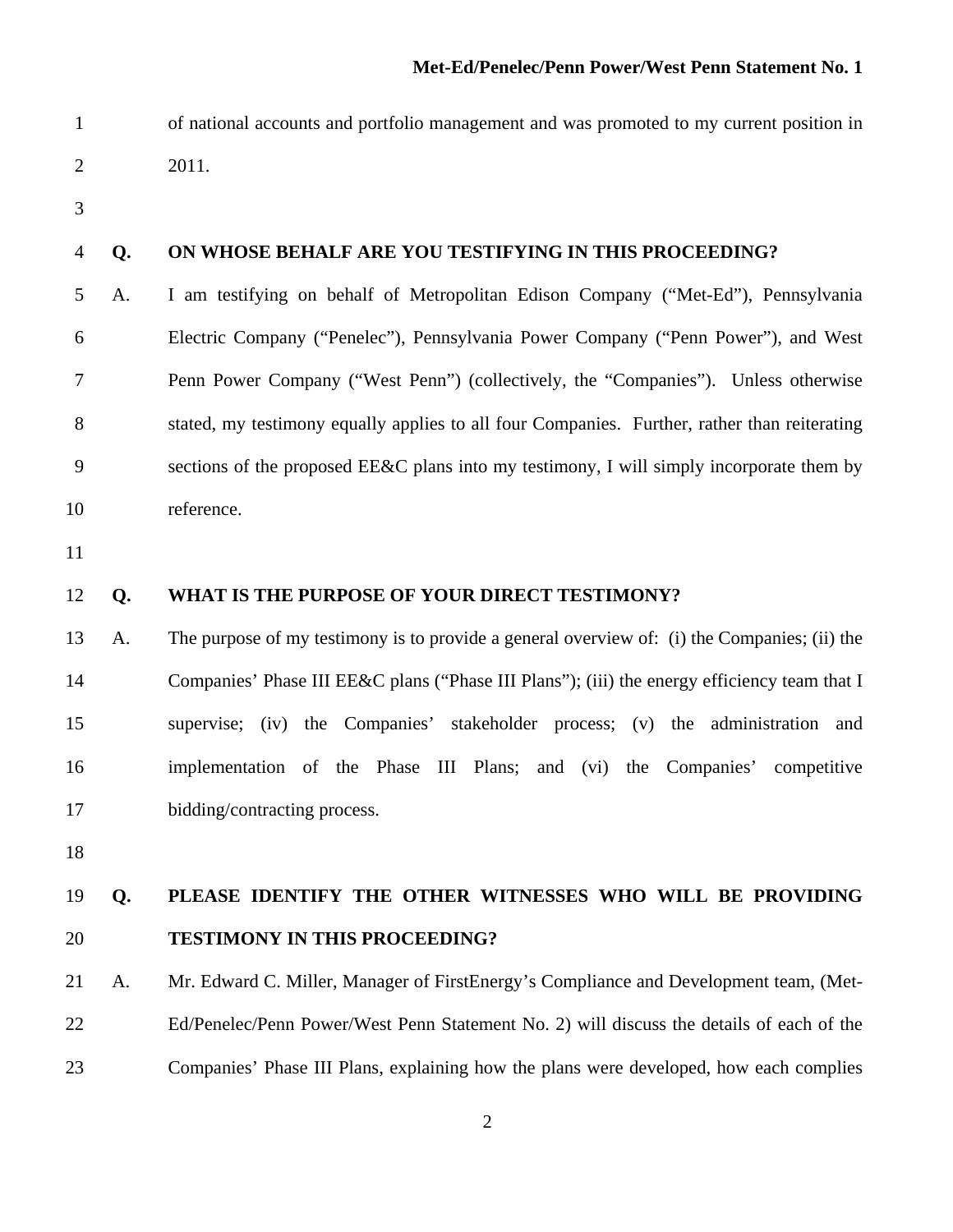of national accounts and portfolio management and was promoted to my current position in 2011.

**Q. ON WHOSE BEHALF ARE YOU TESTIFYING IN THIS PROCEEDING?**

A. I am testifying on behalf of Metropolitan Edison Company ("Met-Ed"), Pennsylvania Electric Company ("Penelec"), Pennsylvania Power Company ("Penn Power"), and West Penn Power Company ("West Penn") (collectively, the "Companies"). Unless otherwise stated, my testimony equally applies to all four Companies. Further, rather than reiterating sections of the proposed EE&C plans into my testimony, I will simply incorporate them by reference.

**Q. WHAT IS THE PURPOSE OF YOUR DIRECT TESTIMONY?**

A. The purpose of my testimony is to provide a general overview of: (i) the Companies; (ii) the Companies' Phase III EE&C plans ("Phase III Plans"); (iii) the energy efficiency team that I supervise; (iv) the Companies' stakeholder process; (v) the administration and implementation of the Phase III Plans; and (vi) the Companies' competitive bidding/contracting process.

**Q. PLEASE IDENTIFY THE OTHER WITNESSES WHO WILL BE PROVIDING TESTIMONY IN THIS PROCEEDING?**

A. Mr. Edward C. Miller, Manager of FirstEnergy's Compliance and Development team, (Met-Ed/Penelec/Penn Power/West Penn Statement No. 2) will discuss the details of each of the Companies' Phase III Plans, explaining how the plans were developed, how each complies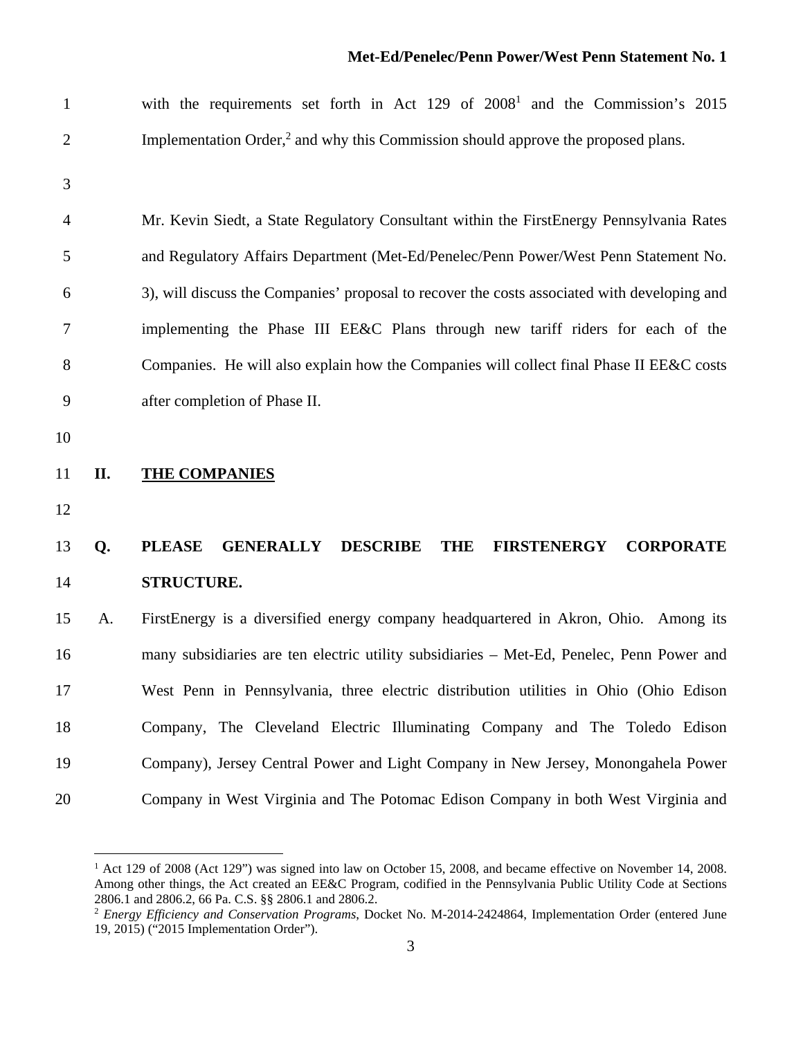with the requirements set forth in Act 129 of 2008[1] and the Commission's 2015 Implementation Order,[2] and why this Commission should approve the proposed plans.

Mr. Kevin Siedt, a State Regulatory Consultant within the FirstEnergy Pennsylvania Rates and Regulatory Affairs Department (Met-Ed/Penelec/Penn Power/West Penn Statement No. 3), will discuss the Companies' proposal to recover the costs associated with developing and implementing the Phase III EE&C Plans through new tariff riders for each of the Companies. He will also explain how the Companies will collect final Phase II EE&C costs after completion of Phase II.

## II. THE COMPANIES

**Q. PLEASE GENERALLY DESCRIBE THE FIRSTENERGY CORPORATE STRUCTURE.**

A. FirstEnergy is a diversified energy company headquartered in Akron, Ohio. Among its many subsidiaries are ten electric utility subsidiaries – Met-Ed, Penelec, Penn Power and West Penn in Pennsylvania, three electric distribution utilities in Ohio (Ohio Edison Company, The Cleveland Electric Illuminating Company and The Toledo Edison Company), Jersey Central Power and Light Company in New Jersey, Monongahela Power Company in West Virginia and The Potomac Edison Company in both West Virginia and

---

[1] Act 129 of 2008 (Act 129") was signed into law on October 15, 2008, and became effective on November 14, 2008. Among other things, the Act created an EE&C Program, codified in the Pennsylvania Public Utility Code at Sections 2806.1 and 2806.2, 66 Pa. C.S. §§ 2806.1 and 2806.2.

[2] *Energy Efficiency and Conservation Programs*, Docket No. M-2014-2424864, Implementation Order (entered June 19, 2015) ("2015 Implementation Order").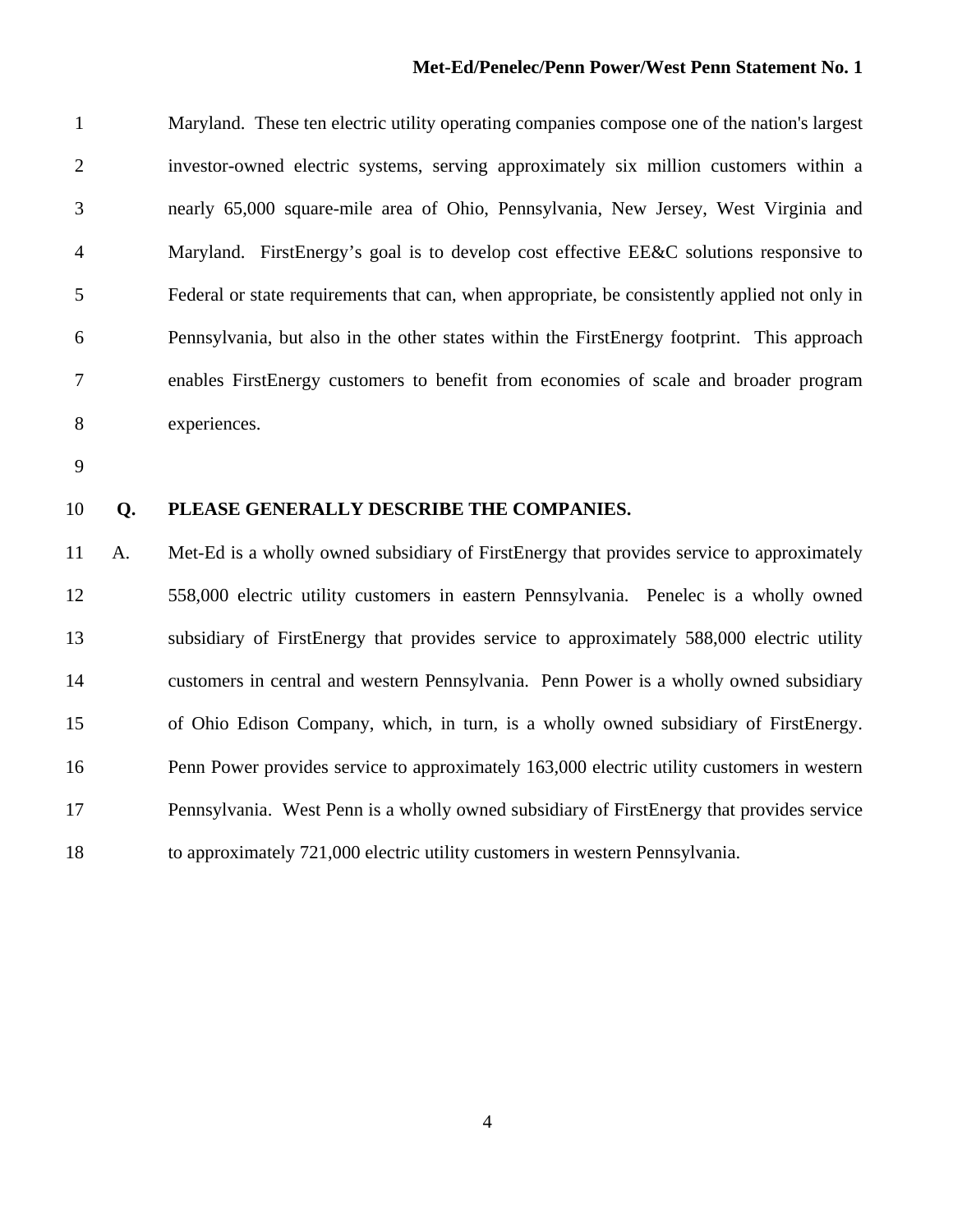Maryland. These ten electric utility operating companies compose one of the nation's largest investor-owned electric systems, serving approximately six million customers within a nearly 65,000 square-mile area of Ohio, Pennsylvania, New Jersey, West Virginia and Maryland. FirstEnergy's goal is to develop cost effective EE&C solutions responsive to Federal or state requirements that can, when appropriate, be consistently applied not only in Pennsylvania, but also in the other states within the FirstEnergy footprint. This approach enables FirstEnergy customers to benefit from economies of scale and broader program experiences.

**Q. PLEASE GENERALLY DESCRIBE THE COMPANIES.**

A. Met-Ed is a wholly owned subsidiary of FirstEnergy that provides service to approximately 558,000 electric utility customers in eastern Pennsylvania. Penelec is a wholly owned subsidiary of FirstEnergy that provides service to approximately 588,000 electric utility customers in central and western Pennsylvania. Penn Power is a wholly owned subsidiary of Ohio Edison Company, which, in turn, is a wholly owned subsidiary of FirstEnergy. Penn Power provides service to approximately 163,000 electric utility customers in western Pennsylvania. West Penn is a wholly owned subsidiary of FirstEnergy that provides service to approximately 721,000 electric utility customers in western Pennsylvania.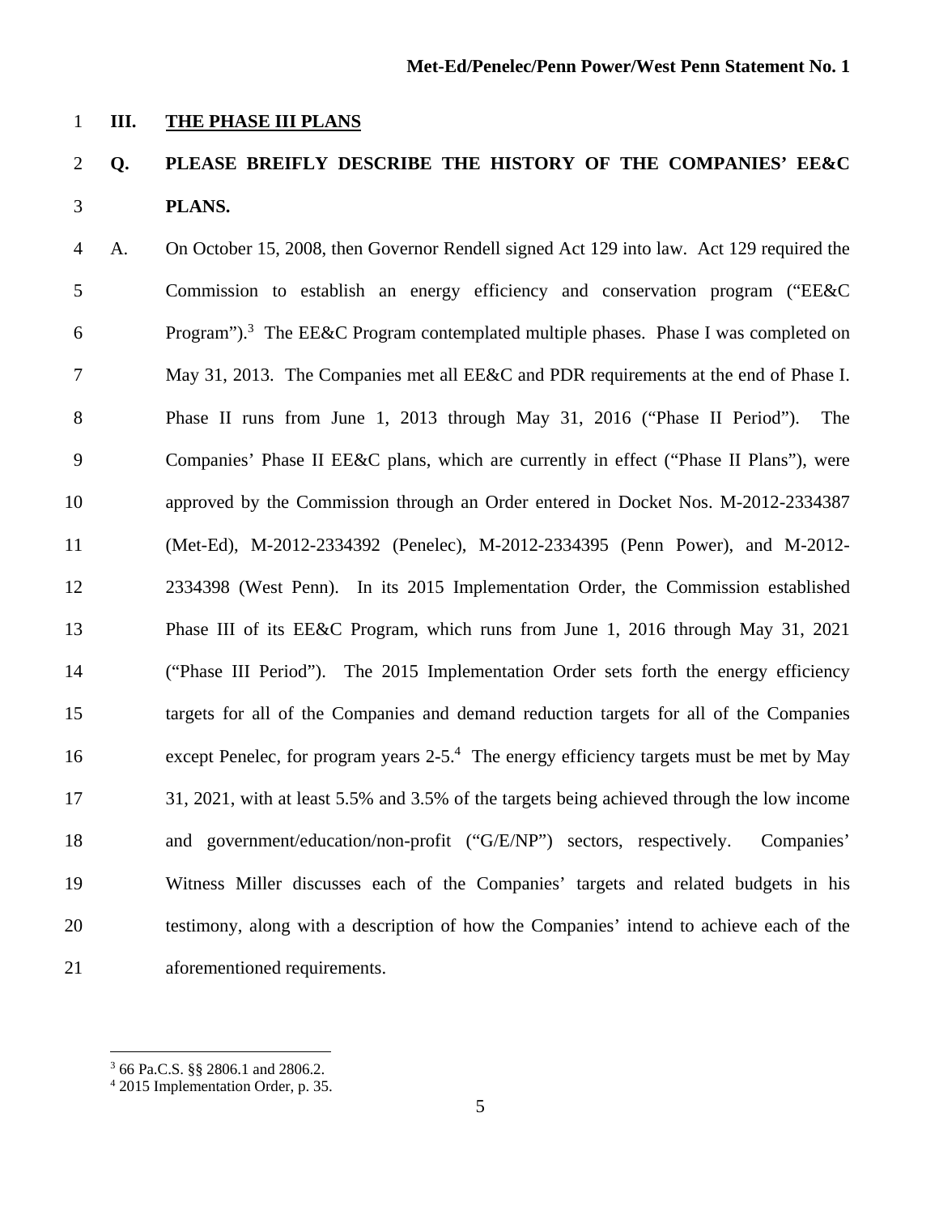## III. THE PHASE III PLANS

**Q. PLEASE BREIFLY DESCRIBE THE HISTORY OF THE COMPANIES' EE&C PLANS.**

A. On October 15, 2008, then Governor Rendell signed Act 129 into law. Act 129 required the Commission to establish an energy efficiency and conservation program ("EE&C Program").[3] The EE&C Program contemplated multiple phases. Phase I was completed on May 31, 2013. The Companies met all EE&C and PDR requirements at the end of Phase I. Phase II runs from June 1, 2013 through May 31, 2016 ("Phase II Period"). The Companies' Phase II EE&C plans, which are currently in effect ("Phase II Plans"), were approved by the Commission through an Order entered in Docket Nos. M-2012-2334387 (Met-Ed), M-2012-2334392 (Penelec), M-2012-2334395 (Penn Power), and M-2012-2334398 (West Penn). In its 2015 Implementation Order, the Commission established Phase III of its EE&C Program, which runs from June 1, 2016 through May 31, 2021 ("Phase III Period"). The 2015 Implementation Order sets forth the energy efficiency targets for all of the Companies and demand reduction targets for all of the Companies except Penelec, for program years 2-5.[4] The energy efficiency targets must be met by May 31, 2021, with at least 5.5% and 3.5% of the targets being achieved through the low income and government/education/non-profit ("G/E/NP") sectors, respectively. Companies' Witness Miller discusses each of the Companies' targets and related budgets in his testimony, along with a description of how the Companies' intend to achieve each of the aforementioned requirements.

---

[3] 66 Pa.C.S. §§ 2806.1 and 2806.2.

[4] 2015 Implementation Order, p. 35.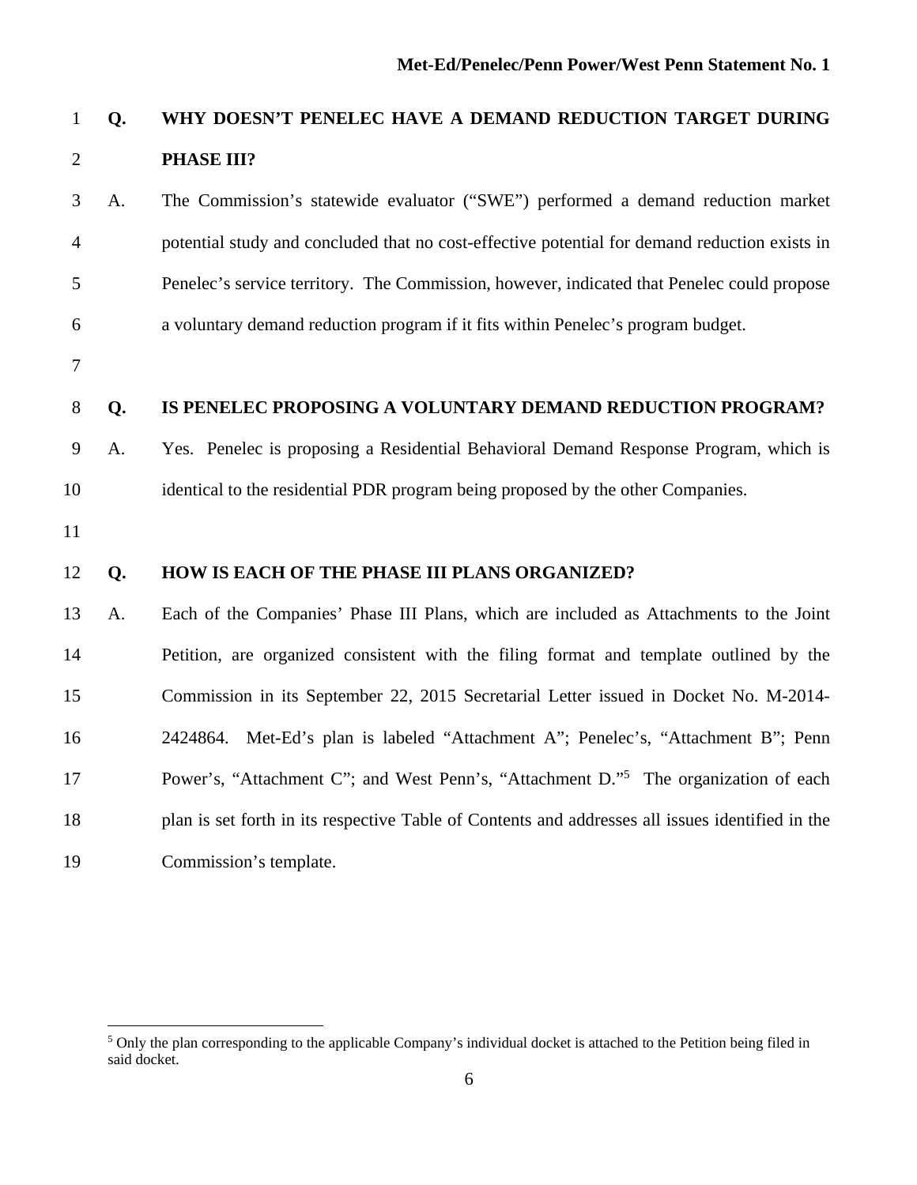**Q. WHY DOESN'T PENELEC HAVE A DEMAND REDUCTION TARGET DURING PHASE III?**

A. The Commission's statewide evaluator ("SWE") performed a demand reduction market potential study and concluded that no cost-effective potential for demand reduction exists in Penelec's service territory. The Commission, however, indicated that Penelec could propose a voluntary demand reduction program if it fits within Penelec's program budget.

**Q. IS PENELEC PROPOSING A VOLUNTARY DEMAND REDUCTION PROGRAM?**

A. Yes. Penelec is proposing a Residential Behavioral Demand Response Program, which is identical to the residential PDR program being proposed by the other Companies.

**Q. HOW IS EACH OF THE PHASE III PLANS ORGANIZED?**

A. Each of the Companies' Phase III Plans, which are included as Attachments to the Joint Petition, are organized consistent with the filing format and template outlined by the Commission in its September 22, 2015 Secretarial Letter issued in Docket No. M-2014-2424864. Met-Ed's plan is labeled "Attachment A"; Penelec's, "Attachment B"; Penn Power's, "Attachment C"; and West Penn's, "Attachment D."[5] The organization of each plan is set forth in its respective Table of Contents and addresses all issues identified in the Commission's template.

---

[5] Only the plan corresponding to the applicable Company's individual docket is attached to the Petition being filed in said docket.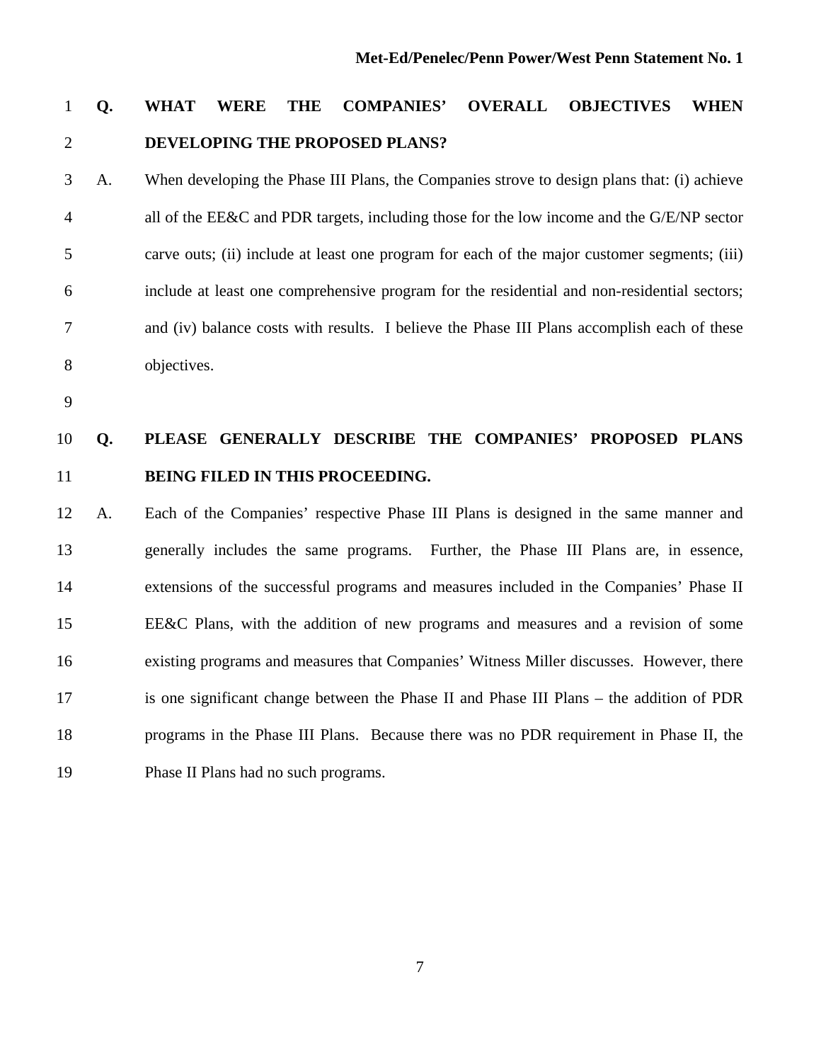**Q. WHAT WERE THE COMPANIES' OVERALL OBJECTIVES WHEN DEVELOPING THE PROPOSED PLANS?**

A. When developing the Phase III Plans, the Companies strove to design plans that: (i) achieve all of the EE&C and PDR targets, including those for the low income and the G/E/NP sector carve outs; (ii) include at least one program for each of the major customer segments; (iii) include at least one comprehensive program for the residential and non-residential sectors; and (iv) balance costs with results. I believe the Phase III Plans accomplish each of these objectives.

**Q. PLEASE GENERALLY DESCRIBE THE COMPANIES' PROPOSED PLANS BEING FILED IN THIS PROCEEDING.**

A. Each of the Companies' respective Phase III Plans is designed in the same manner and generally includes the same programs. Further, the Phase III Plans are, in essence, extensions of the successful programs and measures included in the Companies' Phase II EE&C Plans, with the addition of new programs and measures and a revision of some existing programs and measures that Companies' Witness Miller discusses. However, there is one significant change between the Phase II and Phase III Plans – the addition of PDR programs in the Phase III Plans. Because there was no PDR requirement in Phase II, the Phase II Plans had no such programs.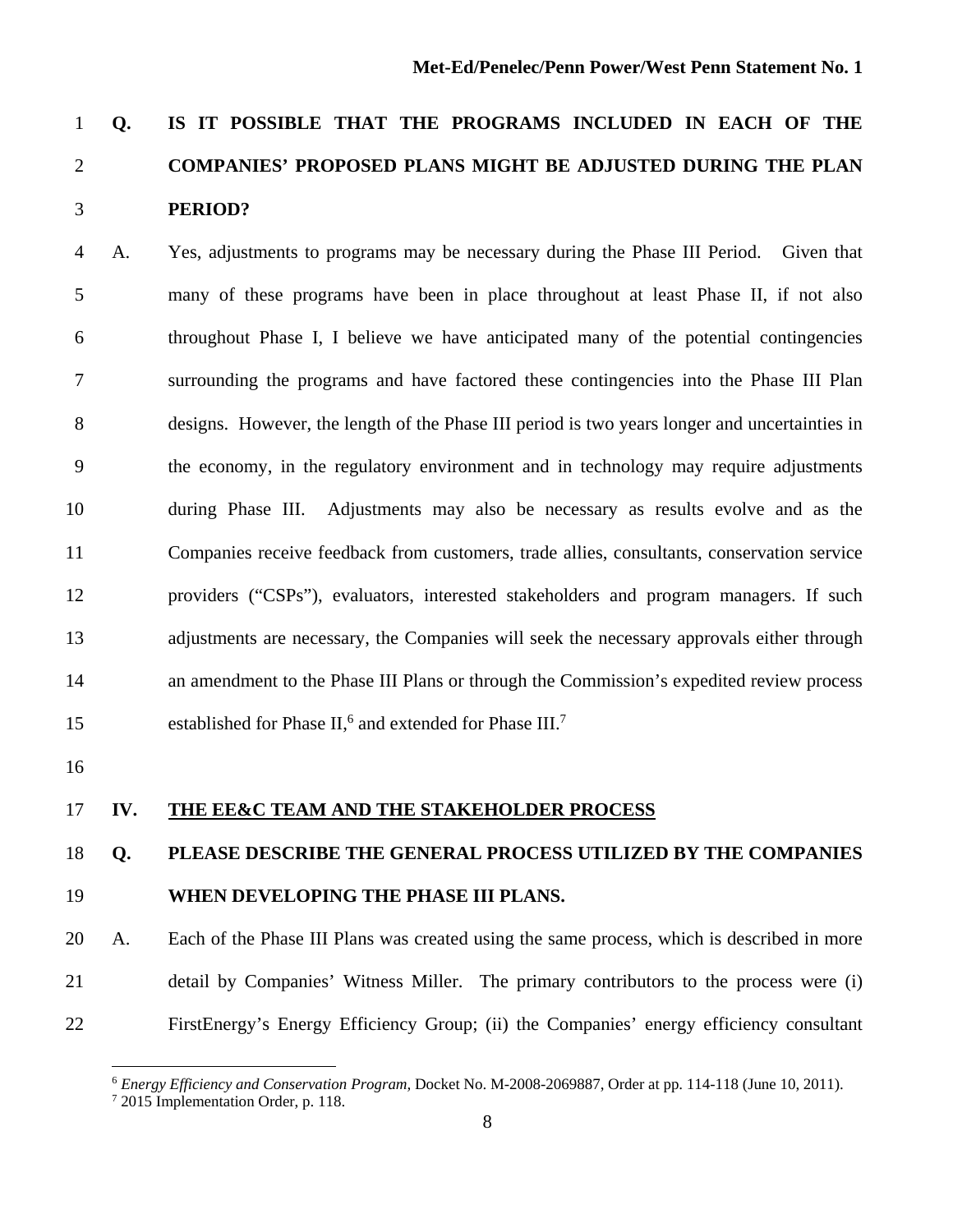**Q. IS IT POSSIBLE THAT THE PROGRAMS INCLUDED IN EACH OF THE COMPANIES' PROPOSED PLANS MIGHT BE ADJUSTED DURING THE PLAN PERIOD?**

A. Yes, adjustments to programs may be necessary during the Phase III Period. Given that many of these programs have been in place throughout at least Phase II, if not also throughout Phase I, I believe we have anticipated many of the potential contingencies surrounding the programs and have factored these contingencies into the Phase III Plan designs. However, the length of the Phase III period is two years longer and uncertainties in the economy, in the regulatory environment and in technology may require adjustments during Phase III. Adjustments may also be necessary as results evolve and as the Companies receive feedback from customers, trade allies, consultants, conservation service providers ("CSPs"), evaluators, interested stakeholders and program managers. If such adjustments are necessary, the Companies will seek the necessary approvals either through an amendment to the Phase III Plans or through the Commission's expedited review process established for Phase II,[6] and extended for Phase III.[7]

## IV. THE EE&C TEAM AND THE STAKEHOLDER PROCESS

**Q. PLEASE DESCRIBE THE GENERAL PROCESS UTILIZED BY THE COMPANIES WHEN DEVELOPING THE PHASE III PLANS.**

A. Each of the Phase III Plans was created using the same process, which is described in more detail by Companies' Witness Miller. The primary contributors to the process were (i) FirstEnergy's Energy Efficiency Group; (ii) the Companies' energy efficiency consultant

---

[6] *Energy Efficiency and Conservation Program*, Docket No. M-2008-2069887, Order at pp. 114-118 (June 10, 2011).

[7] 2015 Implementation Order, p. 118.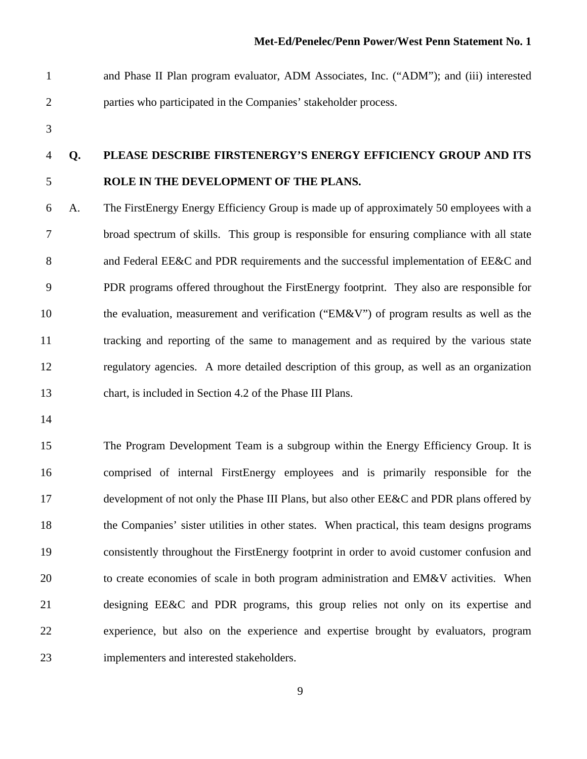and Phase II Plan program evaluator, ADM Associates, Inc. ("ADM"); and (iii) interested parties who participated in the Companies' stakeholder process.

**Q. PLEASE DESCRIBE FIRSTENERGY'S ENERGY EFFICIENCY GROUP AND ITS ROLE IN THE DEVELOPMENT OF THE PLANS.**

A. The FirstEnergy Energy Efficiency Group is made up of approximately 50 employees with a broad spectrum of skills. This group is responsible for ensuring compliance with all state and Federal EE&C and PDR requirements and the successful implementation of EE&C and PDR programs offered throughout the FirstEnergy footprint. They also are responsible for the evaluation, measurement and verification ("EM&V") of program results as well as the tracking and reporting of the same to management and as required by the various state regulatory agencies. A more detailed description of this group, as well as an organization chart, is included in Section 4.2 of the Phase III Plans.

The Program Development Team is a subgroup within the Energy Efficiency Group. It is comprised of internal FirstEnergy employees and is primarily responsible for the development of not only the Phase III Plans, but also other EE&C and PDR plans offered by the Companies' sister utilities in other states. When practical, this team designs programs consistently throughout the FirstEnergy footprint in order to avoid customer confusion and to create economies of scale in both program administration and EM&V activities. When designing EE&C and PDR programs, this group relies not only on its expertise and experience, but also on the experience and expertise brought by evaluators, program implementers and interested stakeholders.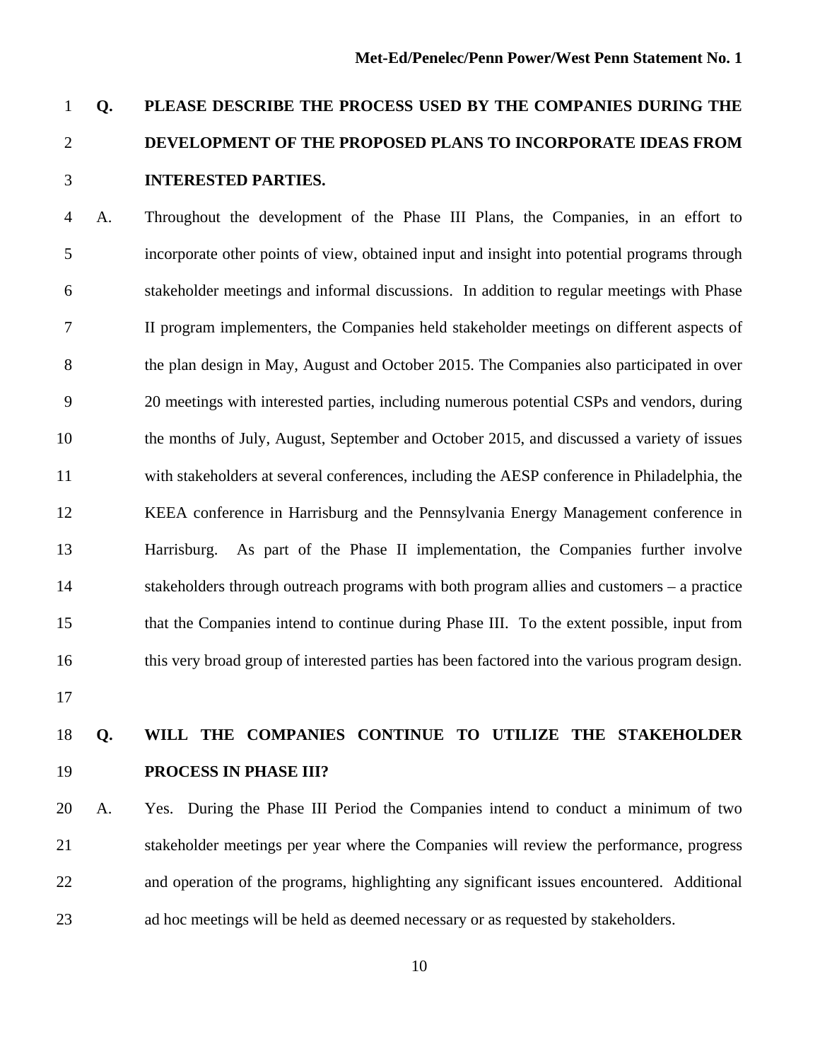**Q. PLEASE DESCRIBE THE PROCESS USED BY THE COMPANIES DURING THE DEVELOPMENT OF THE PROPOSED PLANS TO INCORPORATE IDEAS FROM INTERESTED PARTIES.**

A. Throughout the development of the Phase III Plans, the Companies, in an effort to incorporate other points of view, obtained input and insight into potential programs through stakeholder meetings and informal discussions. In addition to regular meetings with Phase II program implementers, the Companies held stakeholder meetings on different aspects of the plan design in May, August and October 2015. The Companies also participated in over 20 meetings with interested parties, including numerous potential CSPs and vendors, during the months of July, August, September and October 2015, and discussed a variety of issues with stakeholders at several conferences, including the AESP conference in Philadelphia, the KEEA conference in Harrisburg and the Pennsylvania Energy Management conference in Harrisburg. As part of the Phase II implementation, the Companies further involve stakeholders through outreach programs with both program allies and customers – a practice that the Companies intend to continue during Phase III. To the extent possible, input from this very broad group of interested parties has been factored into the various program design.

**Q. WILL THE COMPANIES CONTINUE TO UTILIZE THE STAKEHOLDER PROCESS IN PHASE III?**

A. Yes. During the Phase III Period the Companies intend to conduct a minimum of two stakeholder meetings per year where the Companies will review the performance, progress and operation of the programs, highlighting any significant issues encountered. Additional ad hoc meetings will be held as deemed necessary or as requested by stakeholders.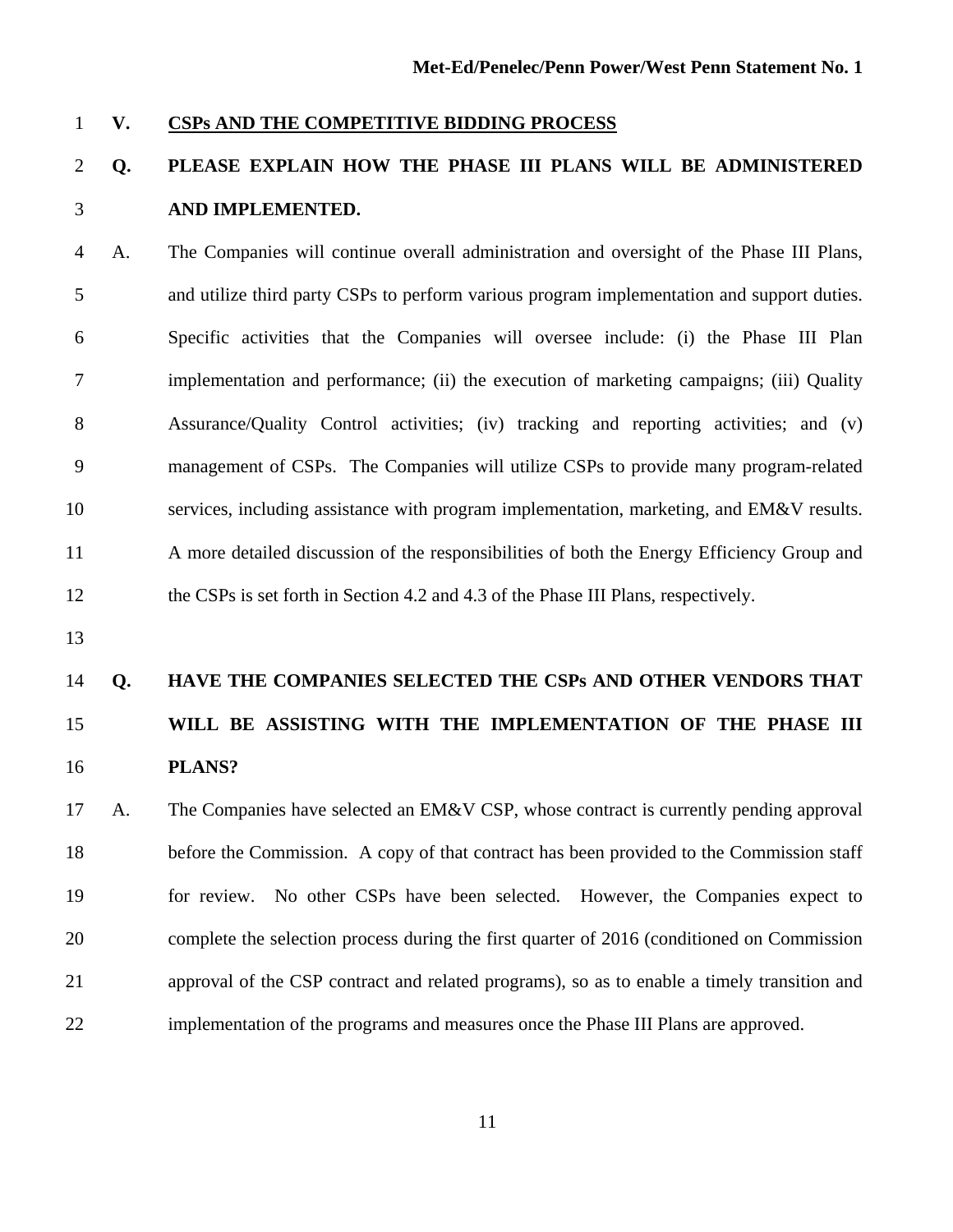## V. CSPs AND THE COMPETITIVE BIDDING PROCESS

**Q. PLEASE EXPLAIN HOW THE PHASE III PLANS WILL BE ADMINISTERED AND IMPLEMENTED.**

A. The Companies will continue overall administration and oversight of the Phase III Plans, and utilize third party CSPs to perform various program implementation and support duties. Specific activities that the Companies will oversee include: (i) the Phase III Plan implementation and performance; (ii) the execution of marketing campaigns; (iii) Quality Assurance/Quality Control activities; (iv) tracking and reporting activities; and (v) management of CSPs. The Companies will utilize CSPs to provide many program-related services, including assistance with program implementation, marketing, and EM&V results. A more detailed discussion of the responsibilities of both the Energy Efficiency Group and the CSPs is set forth in Section 4.2 and 4.3 of the Phase III Plans, respectively.

**Q. HAVE THE COMPANIES SELECTED THE CSPs AND OTHER VENDORS THAT WILL BE ASSISTING WITH THE IMPLEMENTATION OF THE PHASE III PLANS?**

A. The Companies have selected an EM&V CSP, whose contract is currently pending approval before the Commission. A copy of that contract has been provided to the Commission staff for review. No other CSPs have been selected. However, the Companies expect to complete the selection process during the first quarter of 2016 (conditioned on Commission approval of the CSP contract and related programs), so as to enable a timely transition and implementation of the programs and measures once the Phase III Plans are approved.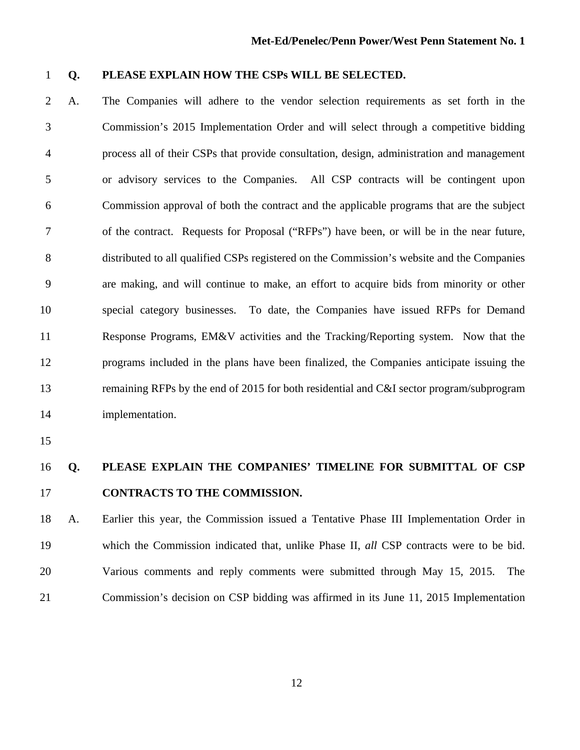**Q. PLEASE EXPLAIN HOW THE CSPs WILL BE SELECTED.**

A. The Companies will adhere to the vendor selection requirements as set forth in the Commission's 2015 Implementation Order and will select through a competitive bidding process all of their CSPs that provide consultation, design, administration and management or advisory services to the Companies. All CSP contracts will be contingent upon Commission approval of both the contract and the applicable programs that are the subject of the contract. Requests for Proposal ("RFPs") have been, or will be in the near future, distributed to all qualified CSPs registered on the Commission's website and the Companies are making, and will continue to make, an effort to acquire bids from minority or other special category businesses. To date, the Companies have issued RFPs for Demand Response Programs, EM&V activities and the Tracking/Reporting system. Now that the programs included in the plans have been finalized, the Companies anticipate issuing the remaining RFPs by the end of 2015 for both residential and C&I sector program/subprogram implementation.

**Q. PLEASE EXPLAIN THE COMPANIES' TIMELINE FOR SUBMITTAL OF CSP CONTRACTS TO THE COMMISSION.**

A. Earlier this year, the Commission issued a Tentative Phase III Implementation Order in which the Commission indicated that, unlike Phase II, *all* CSP contracts were to be bid. Various comments and reply comments were submitted through May 15, 2015. The Commission's decision on CSP bidding was affirmed in its June 11, 2015 Implementation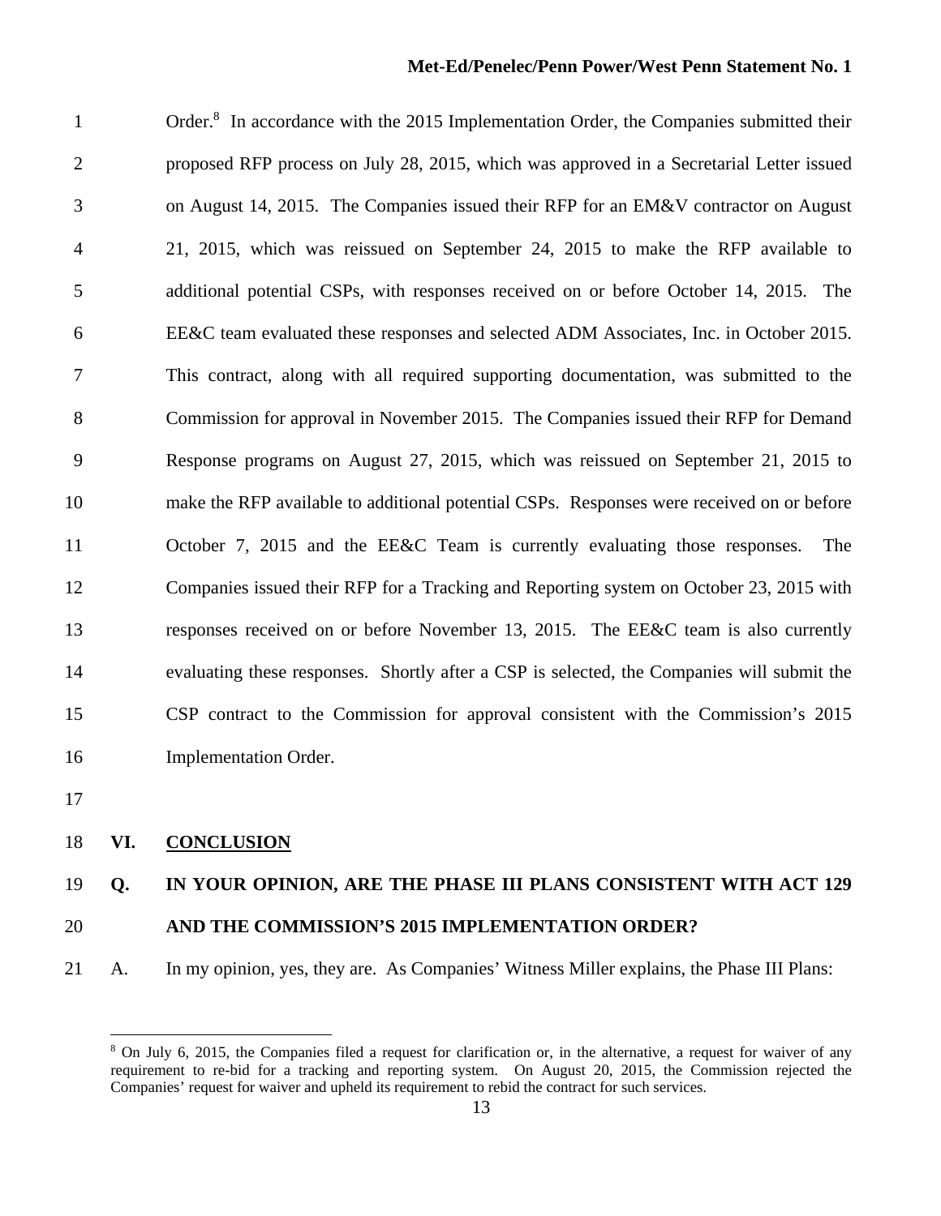Order.[8] In accordance with the 2015 Implementation Order, the Companies submitted their proposed RFP process on July 28, 2015, which was approved in a Secretarial Letter issued on August 14, 2015. The Companies issued their RFP for an EM&V contractor on August 21, 2015, which was reissued on September 24, 2015 to make the RFP available to additional potential CSPs, with responses received on or before October 14, 2015. The EE&C team evaluated these responses and selected ADM Associates, Inc. in October 2015. This contract, along with all required supporting documentation, was submitted to the Commission for approval in November 2015. The Companies issued their RFP for Demand Response programs on August 27, 2015, which was reissued on September 21, 2015 to make the RFP available to additional potential CSPs. Responses were received on or before October 7, 2015 and the EE&C Team is currently evaluating those responses. The Companies issued their RFP for a Tracking and Reporting system on October 23, 2015 with responses received on or before November 13, 2015. The EE&C team is also currently evaluating these responses. Shortly after a CSP is selected, the Companies will submit the CSP contract to the Commission for approval consistent with the Commission's 2015 Implementation Order.

## VI. CONCLUSION

**Q. IN YOUR OPINION, ARE THE PHASE III PLANS CONSISTENT WITH ACT 129 AND THE COMMISSION'S 2015 IMPLEMENTATION ORDER?**

A. In my opinion, yes, they are. As Companies' Witness Miller explains, the Phase III Plans:

---

[8] On July 6, 2015, the Companies filed a request for clarification or, in the alternative, a request for waiver of any requirement to re-bid for a tracking and reporting system. On August 20, 2015, the Commission rejected the Companies' request for waiver and upheld its requirement to rebid the contract for such services.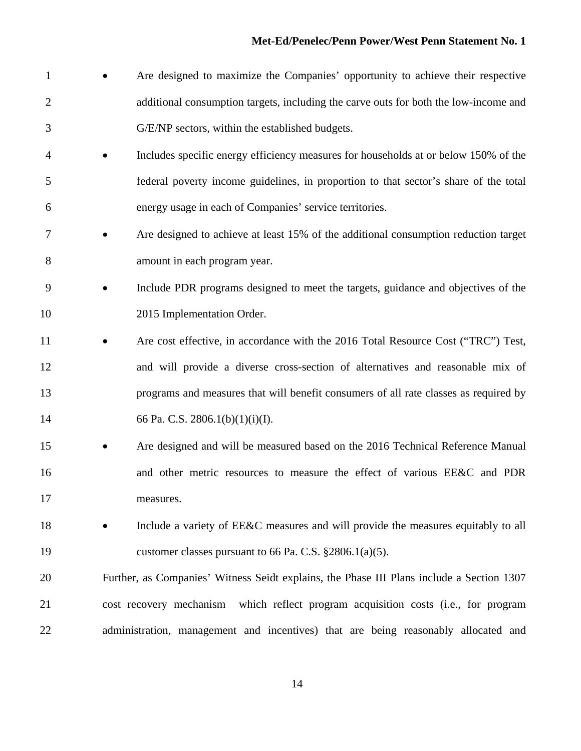- Are designed to maximize the Companies' opportunity to achieve their respective additional consumption targets, including the carve outs for both the low-income and G/E/NP sectors, within the established budgets.
- Includes specific energy efficiency measures for households at or below 150% of the federal poverty income guidelines, in proportion to that sector's share of the total energy usage in each of Companies' service territories.
- Are designed to achieve at least 15% of the additional consumption reduction target amount in each program year.
- Include PDR programs designed to meet the targets, guidance and objectives of the 2015 Implementation Order.
- Are cost effective, in accordance with the 2016 Total Resource Cost ("TRC") Test, and will provide a diverse cross-section of alternatives and reasonable mix of programs and measures that will benefit consumers of all rate classes as required by 66 Pa. C.S. 2806.1(b)(1)(i)(I).
- Are designed and will be measured based on the 2016 Technical Reference Manual and other metric resources to measure the effect of various EE&C and PDR measures.
- Include a variety of EE&C measures and will provide the measures equitably to all customer classes pursuant to 66 Pa. C.S. §2806.1(a)(5).

Further, as Companies' Witness Seidt explains, the Phase III Plans include a Section 1307 cost recovery mechanism which reflect program acquisition costs (i.e., for program administration, management and incentives) that are being reasonably allocated and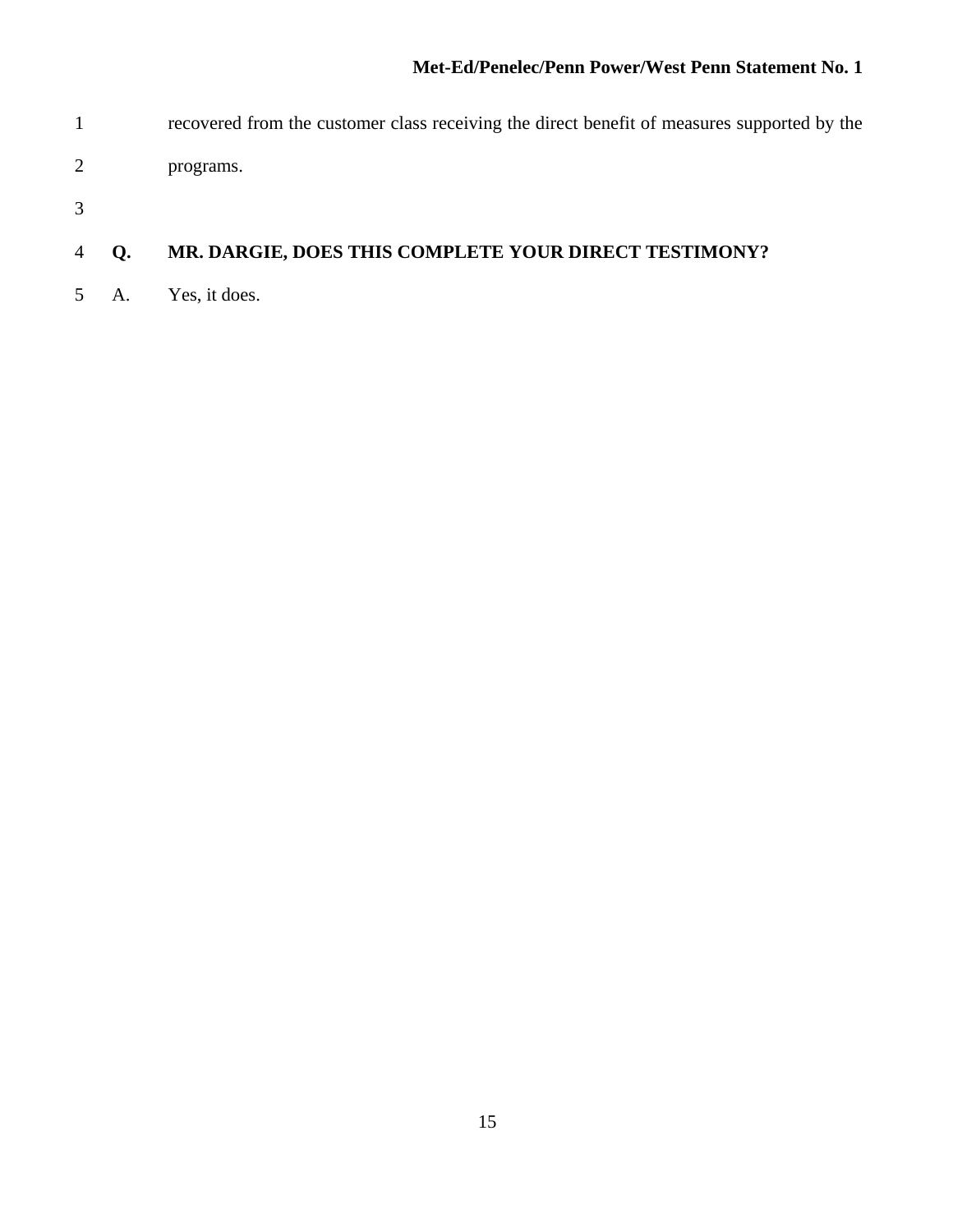recovered from the customer class receiving the direct benefit of measures supported by the programs.

**Q. MR. DARGIE, DOES THIS COMPLETE YOUR DIRECT TESTIMONY?**

A. Yes, it does.